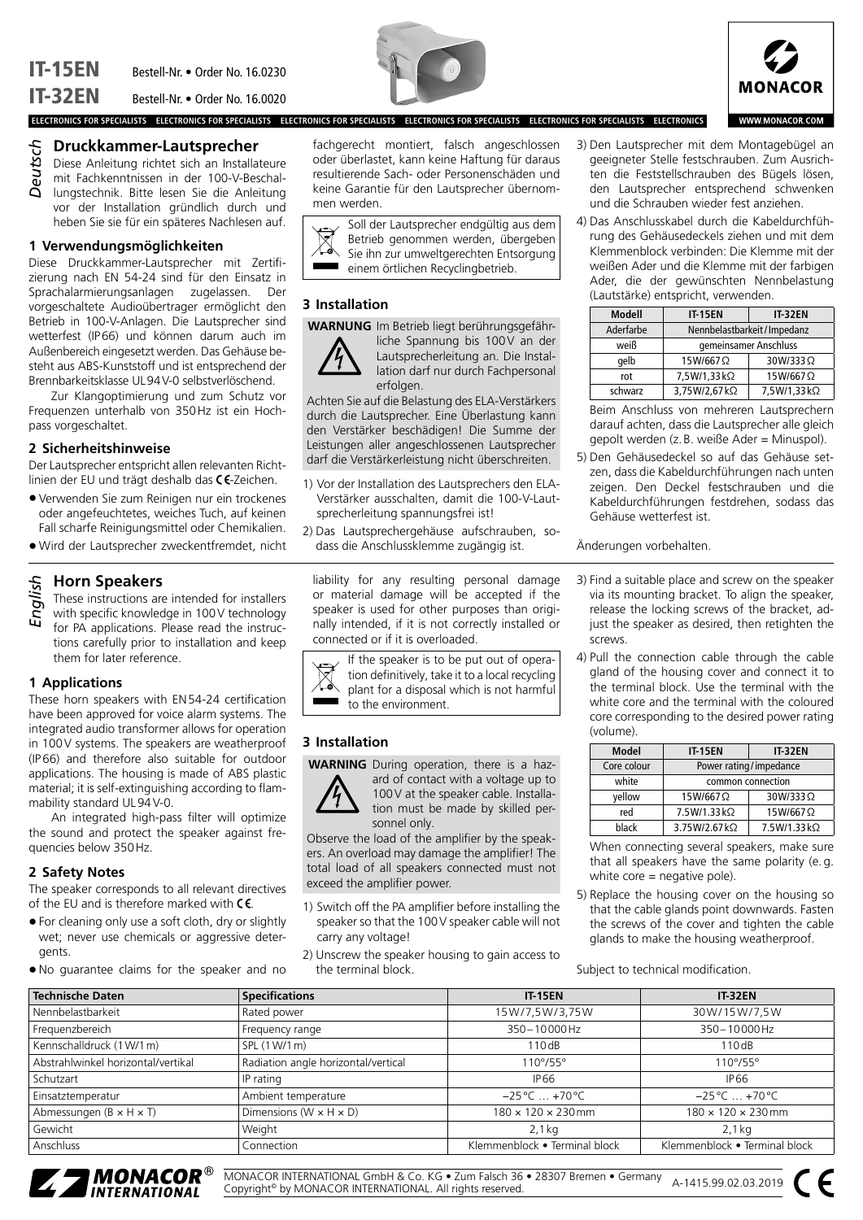# IT-15EN Bestell-Nr. • Order No. 16.0230
# IT-32EN Bestell-Nr. • Order No. 16.0020

ELECTRONICS FOR SPECIALISTS ELECTRONICS FOR SPECIALISTS ELECTRONICS FOR SPECIALISTS ELECTRONICS FOR SPECIALISTS ELECTRONICS FOR SPECIALISTS ELECTRONICS

MONACOR
WWW.MONACOR.COM

*Deutsch*

## Druckkammer-Lautsprecher

Diese Anleitung richtet sich an Installateure mit Fachkenntnissen in der 100-V-Beschallungstechnik. Bitte lesen Sie die Anleitung vor der Installation gründlich durch und heben Sie sie für ein späteres Nachlesen auf.

### 1 Verwendungsmöglichkeiten

Diese Druckkammer-Lautsprecher mit Zertifizierung nach EN 54-24 sind für den Einsatz in Sprachalarmierungsanlagen zugelassen. Der vorgeschaltete Audioübertrager ermöglicht den Betrieb in 100-V-Anlagen. Die Lautsprecher sind wetterfest (IP66) und können darum auch im Außenbereich eingesetzt werden. Das Gehäuse besteht aus ABS-Kunststoff und ist entsprechend der Brennbarkeitsklasse UL94V-0 selbstverlöschend.

Zur Klangoptimierung und zum Schutz vor Frequenzen unterhalb von 350 Hz ist ein Hochpass vorgeschaltet.

### 2 Sicherheitshinweise

Der Lautsprecher entspricht allen relevanten Richtlinien der EU und trägt deshalb das CE-Zeichen.

- Verwenden Sie zum Reinigen nur ein trockenes oder angefeuchtetes, weiches Tuch, auf keinen Fall scharfe Reinigungsmittel oder Chemikalien.
- Wird der Lautsprecher zweckentfremdet, nicht fachgerecht montiert, falsch angeschlossen oder überlastet, kann keine Haftung für daraus resultierende Sach- oder Personenschäden und keine Garantie für den Lautsprecher übernommen werden.

Soll der Lautsprecher endgültig aus dem Betrieb genommen werden, übergeben Sie ihn zur umweltgerechten Entsorgung einem örtlichen Recyclingbetrieb.

### 3 Installation

**WARNUNG** Im Betrieb liegt berührungsgefährliche Spannung bis 100 V an der Lautsprecherleitung an. Die Installation darf nur durch Fachpersonal erfolgen.

Achten Sie auf die Belastung des ELA-Verstärkers durch die Lautsprecher. Eine Überlastung kann den Verstärker beschädigen! Die Summe der Leistungen aller angeschlossenen Lautsprecher darf die Verstärkerleistung nicht überschreiten.

1) Vor der Installation des Lautsprechers den ELA-Verstärker ausschalten, damit die 100-V-Lautsprecherleitung spannungsfrei ist!
2) Das Lautsprechergehäuse aufschrauben, sodass die Anschlussklemme zugänglich ist.
3) Den Lautsprecher mit dem Montagebügel an geeigneter Stelle festschrauben. Zum Ausrichten die Feststellschrauben des Bügels lösen, den Lautsprecher entsprechend schwenken und die Schrauben wieder fest anziehen.
4) Das Anschlusskabel durch die Kabeldurchführung des Gehäusedeckels ziehen und mit dem Klemmenblock verbinden: Die Klemme mit der weißen Ader und die Klemme mit der farbigen Ader, die der gewünschten Nennbelastung (Lautstärke) entspricht, verwenden.

| Modell | IT-15EN | IT-32EN |
|---|---|---|
| Aderfarbe | Nennbelastbarkeit / Impedanz | |
| weiß | gemeinsamer Anschluss | |
| gelb | 15W/667Ω | 30W/333Ω |
| rot | 7,5W/1,33kΩ | 15W/667Ω |
| schwarz | 3,75W/2,67kΩ | 7,5W/1,33kΩ |

Beim Anschluss von mehreren Lautsprechern darauf achten, dass die Lautsprecher alle gleich gepolt werden (z. B. weiße Ader = Minuspol).

5) Den Gehäusedeckel so auf das Gehäuse setzen, dass die Kabeldurchführungen nach unten zeigen. Den Deckel festschrauben und die Kabeldurchführungen festdrehen, sodass das Gehäuse wetterfest ist.

Änderungen vorbehalten.

*English*

## Horn Speakers

These instructions are intended for installers with specific knowledge in 100 V technology for PA applications. Please read the instructions carefully prior to installation and keep them for later reference.

### 1 Applications

These horn speakers with EN54-24 certification have been approved for voice alarm systems. The integrated audio transformer allows for operation in 100 V systems. The speakers are weatherproof (IP66) and therefore also suitable for outdoor applications. The housing is made of ABS plastic material; it is self-extinguishing according to flammability standard UL94V-0.

An integrated high-pass filter will optimize the sound and protect the speaker against frequencies below 350 Hz.

### 2 Safety Notes

The speaker corresponds to all relevant directives of the EU and is therefore marked with CE.

- For cleaning only use a soft cloth, dry or slightly wet; never use chemicals or aggressive detergents.
- No guarantee claims for the speaker and no liability for any resulting personal damage or material damage will be accepted if the speaker is used for other purposes than originally intended, if it is not correctly installed or connected or if it is overloaded.

If the speaker is to be put out of operation definitively, take it to a local recycling plant for a disposal which is not harmful to the environment.

### 3 Installation

**WARNING** During operation, there is a hazard of contact with a voltage up to 100 V at the speaker cable. Installation must be made by skilled personnel only.

Observe the load of the amplifier by the speakers. An overload may damage the amplifier! The total load of all speakers connected must not exceed the amplifier power.

1) Switch off the PA amplifier before installing the speaker so that the 100 V speaker cable will not carry any voltage!
2) Unscrew the speaker housing to gain access to the terminal block.
3) Find a suitable place and screw on the speaker via its mounting bracket. To align the speaker, release the locking screws of the bracket, adjust the speaker as desired, then retighten the screws.
4) Pull the connection cable through the cable gland of the housing cover and connect it to the terminal block. Use the terminal with the white core and the terminal with the coloured core corresponding to the desired power rating (volume).

| Model | IT-15EN | IT-32EN |
|---|---|---|
| Core colour | Power rating / impedance | |
| white | common connection | |
| yellow | 15W/667Ω | 30W/333Ω |
| red | 7.5W/1.33kΩ | 15W/667Ω |
| black | 3.75W/2.67kΩ | 7.5W/1.33kΩ |

When connecting several speakers, make sure that all speakers have the same polarity (e. g. white core = negative pole).

5) Replace the housing cover on the housing so that the cable glands point downwards. Fasten the screws of the cover and tighten the cable glands to make the housing weatherproof.

Subject to technical modification.

| Technische Daten | Specifications | IT-15EN | IT-32EN |
|---|---|---|---|
| Nennbelastbarkeit | Rated power | 15W/7,5W/3,75W | 30W/15W/7,5W |
| Frequenzbereich | Frequency range | 350 – 10000 Hz | 350 – 10000 Hz |
| Kennschalldruck (1W/1m) | SPL (1W/1m) | 110 dB | 110 dB |
| Abstrahlwinkel horizontal/vertikal | Radiation angle horizontal/vertical | 110°/55° | 110°/55° |
| Schutzart | IP rating | IP66 | IP66 |
| Einsatztemperatur | Ambient temperature | −25 °C … +70 °C | −25 °C … +70 °C |
| Abmessungen (B × H × T) | Dimensions (W × H × D) | 180 × 120 × 230 mm | 180 × 120 × 230 mm |
| Gewicht | Weight | 2,1 kg | 2,1 kg |
| Anschluss | Connection | Klemmenblock • Terminal block | Klemmenblock • Terminal block |

MONACOR® INTERNATIONAL

MONACOR INTERNATIONAL GmbH & Co. KG • Zum Falsch 36 • 28307 Bremen • Germany
Copyright© by MONACOR INTERNATIONAL. All rights reserved.

A-1415.99.02.03.2019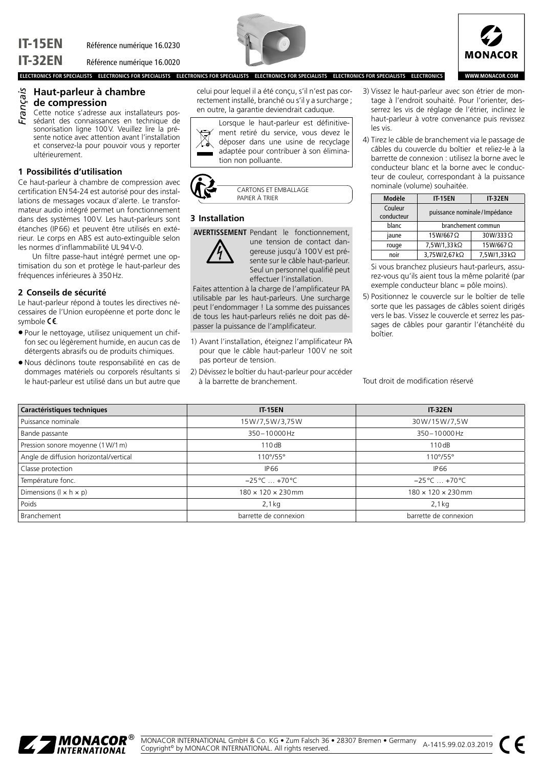# IT-15EN Référence numérique 16.0230

# IT-32EN Référence numérique 16.0020

ELECTRONICS FOR SPECIALISTS ELECTRONICS FOR SPECIALISTS ELECTRONICS FOR SPECIALISTS ELECTRONICS FOR SPECIALISTS ELECTRONICS FOR SPECIALISTS ELECTRONICS

MONACOR

WWW.MONACOR.COM

*Français*

## Haut-parleur à chambre de compression

Cette notice s'adresse aux installateurs possédant des connaissances en technique de sonorisation ligne 100 V. Veuillez lire la présente notice avec attention avant l'installation et conservez-la pour pouvoir vous y reporter ultérieurement.

### 1 Possibilités d'utilisation

Ce haut-parleur à chambre de compression avec certification EN 54-24 est autorisé pour des installations de messages vocaux d'alerte. Le transformateur audio intégré permet un fonctionnement dans des systèmes 100 V. Les haut-parleurs sont étanches (IP 66) et peuvent être utilisés en extérieur. Le corps en ABS est auto-extinguible selon les normes d'inflammabilité UL 94 V-0.

Un filtre passe-haut intégré permet une optimisation du son et protège le haut-parleur des fréquences inférieures à 350 Hz.

### 2 Conseils de sécurité

Le haut-parleur répond à toutes les directives nécessaires de l'Union européenne et porte donc le symbole CE.

- Pour le nettoyage, utilisez uniquement un chiffon sec ou légèrement humide, en aucun cas de détergents abrasifs ou de produits chimiques.
- Nous déclinons toute responsabilité en cas de dommages matériels ou corporels résultants si le haut-parleur est utilisé dans un but autre que celui pour lequel il a été conçu, s'il n'est pas correctement installé, branché ou s'il y a surcharge ; en outre, la garantie deviendrait caduque.

Lorsque le haut-parleur est définitivement retiré du service, vous devez le déposer dans une usine de recyclage adaptée pour contribuer à son élimination non polluante.

CARTONS ET EMBALLAGE PAPIER À TRIER

### 3 Installation

**AVERTISSEMENT** Pendant le fonctionnement, une tension de contact dangereuse jusqu'à 100 V est présente sur le câble haut-parleur. Seul un personnel qualifié peut effectuer l'installation.

Faites attention à la charge de l'amplificateur PA utilisable par les haut-parleurs. Une surcharge peut l'endommager ! La somme des puissances de tous les haut-parleurs reliés ne doit pas dépasser la puissance de l'amplificateur.

1) Avant l'installation, éteignez l'amplificateur PA pour que le câble haut-parleur 100 V ne soit pas porteur de tension.
2) Dévissez le boîtier du haut-parleur pour accéder à la barrette de branchement.
3) Vissez le haut-parleur avec son étrier de montage à l'endroit souhaité. Pour l'orienter, desserrez les vis de réglage de l'étrier, inclinez le haut-parleur à votre convenance puis revissez les vis.
4) Tirez le câble de branchement via le passage de câbles du couvercle du boîtier et reliez-le à la barrette de connexion : utilisez la borne avec le conducteur blanc et la borne avec le conducteur de couleur, correspondant à la puissance nominale (volume) souhaitée.

| Modèle | IT-15EN | IT-32EN |
|---|---|---|
| Couleur conducteur | puissance nominale / Impédance | |
| blanc | branchement commun | |
| jaune | 15 W/667 Ω | 30 W/333 Ω |
| rouge | 7,5 W/1,33 kΩ | 15 W/667 Ω |
| noir | 3,75 W/2,67 kΩ | 7,5 W/1,33 kΩ |

Si vous branchez plusieurs haut-parleurs, assurez-vous qu'ils aient tous la même polarité (par exemple conducteur blanc = pôle moins).

5) Positionnez le couvercle sur le boîtier de telle sorte que les passages de câbles soient dirigés vers le bas. Vissez le couvercle et serrez les passages de câbles pour garantir l'étanchéité du boîtier.

Tout droit de modification réservé

| Caractéristiques techniques | IT-15EN | IT-32EN |
|---|---|---|
| Puissance nominale | 15 W/7,5 W/3,75 W | 30 W/15 W/7,5 W |
| Bande passante | 350 – 10 000 Hz | 350 – 10 000 Hz |
| Pression sonore moyenne (1 W/1 m) | 110 dB | 110 dB |
| Angle de diffusion horizontal/vertical | 110°/55° | 110°/55° |
| Classe protection | IP 66 | IP 66 |
| Température fonc. | −25 °C … +70 °C | −25 °C … +70 °C |
| Dimensions (l × h × p) | 180 × 120 × 230 mm | 180 × 120 × 230 mm |
| Poids | 2,1 kg | 2,1 kg |
| Branchement | barrette de connexion | barrette de connexion |

MONACOR INTERNATIONAL GmbH & Co. KG • Zum Falsch 36 • 28307 Bremen • Germany
Copyright© by MONACOR INTERNATIONAL. All rights reserved.

A-1415.99.02.03.2019